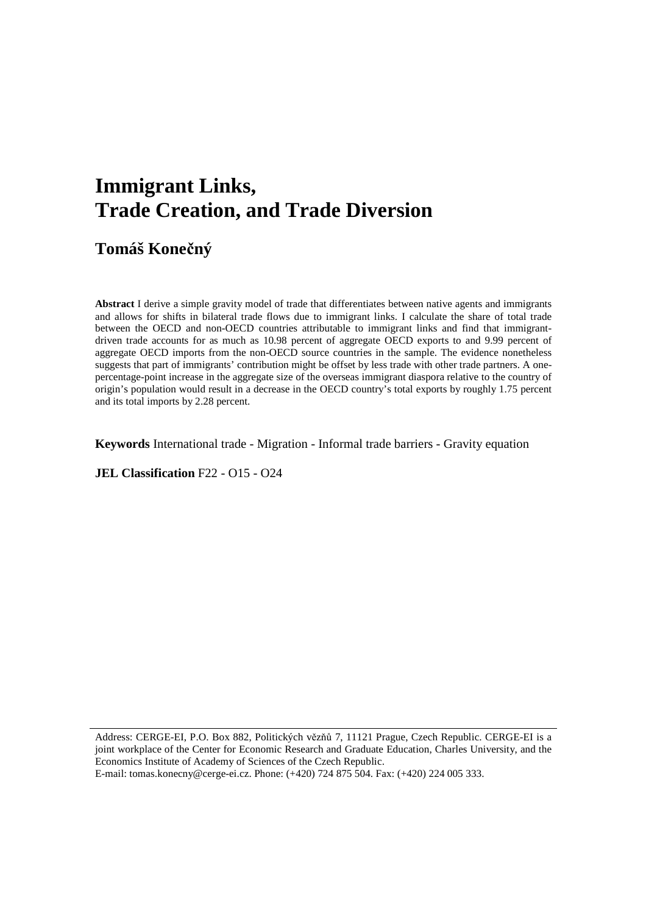# Immigrant Links, Trade Creation, and Trade Diversion

## Tomáš Konečný

**Abstract** I derive a simple gravity model of trade that differentiates between native agents and immigrants and allows for shifts in bilateral trade flows due to immigrant links. I calculate the share of total trade between the OECD and non-OECD countries attributable to immigrant links and find that immigrant-driven trade accounts for as much as 10.98 percent of aggregate OECD exports to and 9.99 percent of aggregate OECD imports from the non-OECD source countries in the sample. The evidence nonetheless suggests that part of immigrants' contribution might be offset by less trade with other trade partners. A one-percentage-point increase in the aggregate size of the overseas immigrant diaspora relative to the country of origin's population would result in a decrease in the OECD country's total exports by roughly 1.75 percent and its total imports by 2.28 percent.

**Keywords** International trade - Migration - Informal trade barriers - Gravity equation

**JEL Classification** F22 - O15 - O24

---

Address: CERGE-EI, P.O. Box 882, Politických vězňů 7, 11121 Prague, Czech Republic. CERGE-EI is a joint workplace of the Center for Economic Research and Graduate Education, Charles University, and the Economics Institute of Academy of Sciences of the Czech Republic.
E-mail: tomas.konecny@cerge-ei.cz. Phone: (+420) 724 875 504. Fax: (+420) 224 005 333.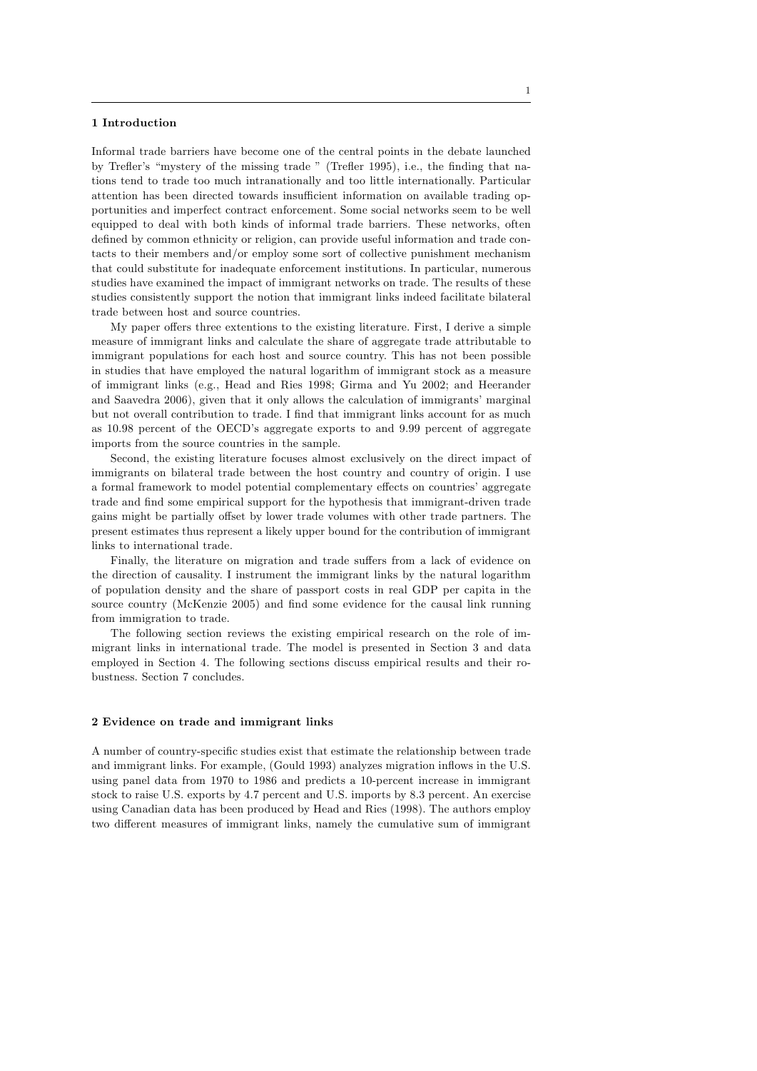## 1 Introduction

Informal trade barriers have become one of the central points in the debate launched by Trefler's "mystery of the missing trade " (Trefler 1995), i.e., the finding that nations tend to trade too much intranationally and too little internationally. Particular attention has been directed towards insufficient information on available trading opportunities and imperfect contract enforcement. Some social networks seem to be well equipped to deal with both kinds of informal trade barriers. These networks, often defined by common ethnicity or religion, can provide useful information and trade contacts to their members and/or employ some sort of collective punishment mechanism that could substitute for inadequate enforcement institutions. In particular, numerous studies have examined the impact of immigrant networks on trade. The results of these studies consistently support the notion that immigrant links indeed facilitate bilateral trade between host and source countries.

My paper offers three extentions to the existing literature. First, I derive a simple measure of immigrant links and calculate the share of aggregate trade attributable to immigrant populations for each host and source country. This has not been possible in studies that have employed the natural logarithm of immigrant stock as a measure of immigrant links (e.g., Head and Ries 1998; Girma and Yu 2002; and Heerander and Saavedra 2006), given that it only allows the calculation of immigrants' marginal but not overall contribution to trade. I find that immigrant links account for as much as 10.98 percent of the OECD's aggregate exports to and 9.99 percent of aggregate imports from the source countries in the sample.

Second, the existing literature focuses almost exclusively on the direct impact of immigrants on bilateral trade between the host country and country of origin. I use a formal framework to model potential complementary effects on countries' aggregate trade and find some empirical support for the hypothesis that immigrant-driven trade gains might be partially offset by lower trade volumes with other trade partners. The present estimates thus represent a likely upper bound for the contribution of immigrant links to international trade.

Finally, the literature on migration and trade suffers from a lack of evidence on the direction of causality. I instrument the immigrant links by the natural logarithm of population density and the share of passport costs in real GDP per capita in the source country (McKenzie 2005) and find some evidence for the causal link running from immigration to trade.

The following section reviews the existing empirical research on the role of immigrant links in international trade. The model is presented in Section 3 and data employed in Section 4. The following sections discuss empirical results and their robustness. Section 7 concludes.

## 2 Evidence on trade and immigrant links

A number of country-specific studies exist that estimate the relationship between trade and immigrant links. For example, (Gould 1993) analyzes migration inflows in the U.S. using panel data from 1970 to 1986 and predicts a 10-percent increase in immigrant stock to raise U.S. exports by 4.7 percent and U.S. imports by 8.3 percent. An exercise using Canadian data has been produced by Head and Ries (1998). The authors employ two different measures of immigrant links, namely the cumulative sum of immigrant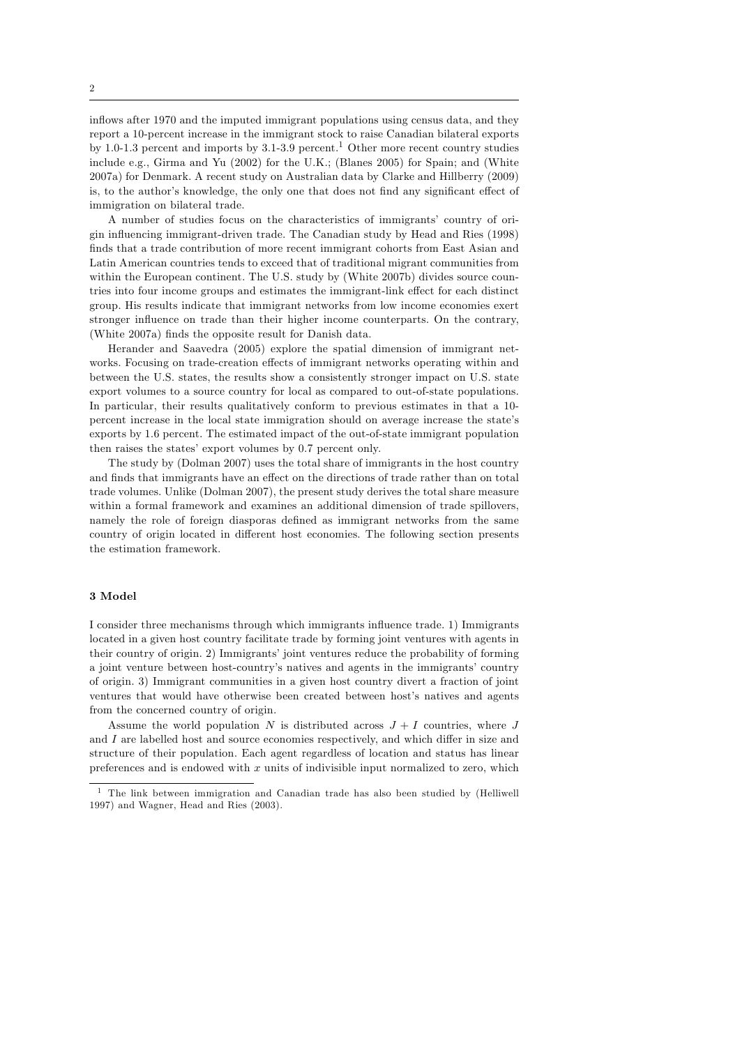inflows after 1970 and the imputed immigrant populations using census data, and they report a 10-percent increase in the immigrant stock to raise Canadian bilateral exports by 1.0-1.3 percent and imports by 3.1-3.9 percent.[1] Other more recent country studies include e.g., Girma and Yu (2002) for the U.K.; (Blanes 2005) for Spain; and (White 2007a) for Denmark. A recent study on Australian data by Clarke and Hillberry (2009) is, to the author's knowledge, the only one that does not find any significant effect of immigration on bilateral trade.

A number of studies focus on the characteristics of immigrants' country of origin influencing immigrant-driven trade. The Canadian study by Head and Ries (1998) finds that a trade contribution of more recent immigrant cohorts from East Asian and Latin American countries tends to exceed that of traditional migrant communities from within the European continent. The U.S. study by (White 2007b) divides source countries into four income groups and estimates the immigrant-link effect for each distinct group. His results indicate that immigrant networks from low income economies exert stronger influence on trade than their higher income counterparts. On the contrary, (White 2007a) finds the opposite result for Danish data.

Herander and Saavedra (2005) explore the spatial dimension of immigrant networks. Focusing on trade-creation effects of immigrant networks operating within and between the U.S. states, the results show a consistently stronger impact on U.S. state export volumes to a source country for local as compared to out-of-state populations. In particular, their results qualitatively conform to previous estimates in that a 10-percent increase in the local state immigration should on average increase the state's exports by 1.6 percent. The estimated impact of the out-of-state immigrant population then raises the states' export volumes by 0.7 percent only.

The study by (Dolman 2007) uses the total share of immigrants in the host country and finds that immigrants have an effect on the directions of trade rather than on total trade volumes. Unlike (Dolman 2007), the present study derives the total share measure within a formal framework and examines an additional dimension of trade spillovers, namely the role of foreign diasporas defined as immigrant networks from the same country of origin located in different host economies. The following section presents the estimation framework.

## 3 Model

I consider three mechanisms through which immigrants influence trade. 1) Immigrants located in a given host country facilitate trade by forming joint ventures with agents in their country of origin. 2) Immigrants' joint ventures reduce the probability of forming a joint venture between host-country's natives and agents in the immigrants' country of origin. 3) Immigrant communities in a given host country divert a fraction of joint ventures that would have otherwise been created between host's natives and agents from the concerned country of origin.

Assume the world population $N$ is distributed across $J + I$ countries, where $J$ and $I$ are labelled host and source economies respectively, and which differ in size and structure of their population. Each agent regardless of location and status has linear preferences and is endowed with $x$ units of indivisible input normalized to zero, which

[1] The link between immigration and Canadian trade has also been studied by (Helliwell 1997) and Wagner, Head and Ries (2003).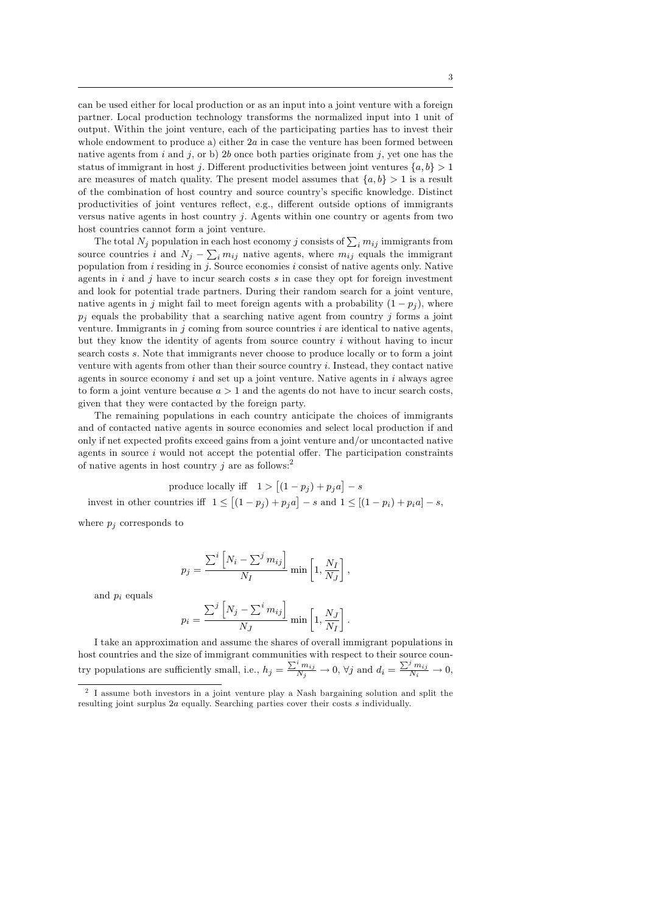can be used either for local production or as an input into a joint venture with a foreign partner. Local production technology transforms the normalized input into 1 unit of output. Within the joint venture, each of the participating parties has to invest their whole endowment to produce a) either $2a$ in case the venture has been formed between native agents from $i$ and $j$, or b) $2b$ once both parties originate from $j$, yet one has the status of immigrant in host $j$. Different productivities between joint ventures $\{a, b\} > 1$ are measures of match quality. The present model assumes that $\{a, b\} > 1$ is a result of the combination of host country and source country's specific knowledge. Distinct productivities of joint ventures reflect, e.g., different outside options of immigrants versus native agents in host country $j$. Agents within one country or agents from two host countries cannot form a joint venture.

The total $N_j$ population in each host economy $j$ consists of $\sum_i m_{ij}$ immigrants from source countries $i$ and $N_j - \sum_i m_{ij}$ native agents, where $m_{ij}$ equals the immigrant population from $i$ residing in $j$. Source economies $i$ consist of native agents only. Native agents in $i$ and $j$ have to incur search costs $s$ in case they opt for foreign investment and look for potential trade partners. During their random search for a joint venture, native agents in $j$ might fail to meet foreign agents with a probability $(1 - p_j)$, where $p_j$ equals the probability that a searching native agent from country $j$ forms a joint venture. Immigrants in $j$ coming from source countries $i$ are identical to native agents, but they know the identity of agents from source country $i$ without having to incur search costs $s$. Note that immigrants never choose to produce locally or to form a joint venture with agents from other than their source country $i$. Instead, they contact native agents in source economy $i$ and set up a joint venture. Native agents in $i$ always agree to form a joint venture because $a > 1$ and the agents do not have to incur search costs, given that they were contacted by the foreign party.

The remaining populations in each country anticipate the choices of immigrants and of contacted native agents in source economies and select local production if and only if net expected profits exceed gains from a joint venture and/or uncontacted native agents in source $i$ would not accept the potential offer. The participation constraints of native agents in host country $j$ are as follows:[2]

$$\text{produce locally iff} \quad 1 > \left[(1 - p_j) + p_j a\right] - s$$

$$\text{invest in other countries iff} \quad 1 \leq \left[(1 - p_j) + p_j a\right] - s \text{ and } 1 \leq \left[(1 - p_i) + p_i a\right] - s,$$

where $p_j$ corresponds to

$$p_j = \frac{\sum^i \left[N_i - \sum^j m_{ij}\right]}{N_I} \min\left[1, \frac{N_I}{N_J}\right],$$

and $p_i$ equals

$$p_i = \frac{\sum^j \left[N_j - \sum^i m_{ij}\right]}{N_J} \min\left[1, \frac{N_J}{N_I}\right].$$

I take an approximation and assume the shares of overall immigrant populations in host countries and the size of immigrant communities with respect to their source country populations are sufficiently small, i.e., $h_j = \frac{\sum^i m_{ij}}{N_j} \to 0, \forall j$ and $d_i = \frac{\sum^j m_{ij}}{N_i} \to 0,$

[2] I assume both investors in a joint venture play a Nash bargaining solution and split the resulting joint surplus $2a$ equally. Searching parties cover their costs $s$ individually.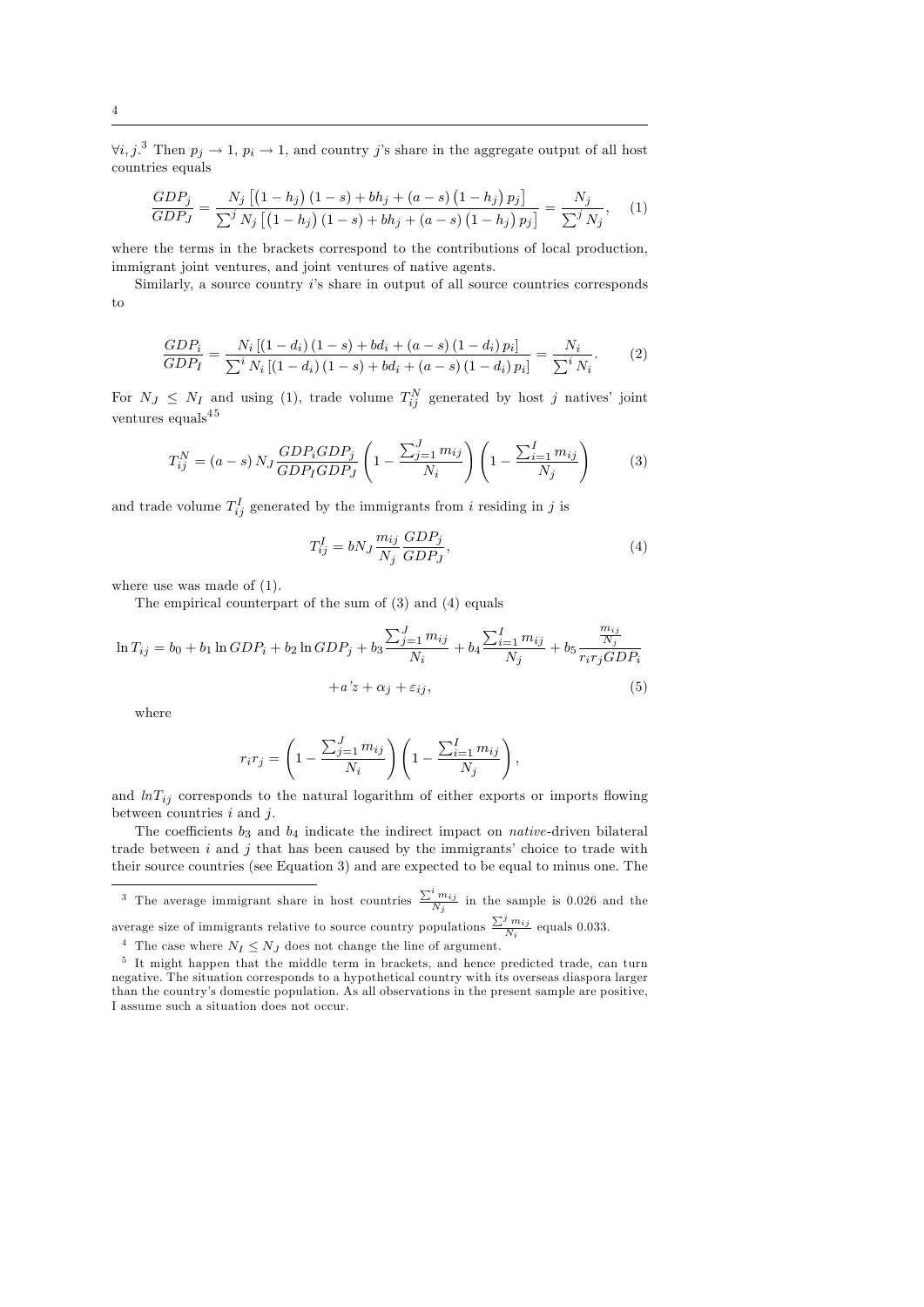$\forall i, j$.[3] Then $p_j \rightarrow 1$, $p_i \rightarrow 1$, and country $j$'s share in the aggregate output of all host countries equals

$$\frac{GDP_j}{GDP_J} = \frac{N_j \left[\left(1-h_j\right)(1-s) + bh_j + (a-s)\left(1-h_j\right)p_j\right]}{\sum^j N_j \left[\left(1-h_j\right)(1-s) + bh_j + (a-s)\left(1-h_j\right)p_j\right]} = \frac{N_j}{\sum^j N_j}, \quad (1)$$

where the terms in the brackets correspond to the contributions of local production, immigrant joint ventures, and joint ventures of native agents.

Similarly, a source country $i$'s share in output of all source countries corresponds to

$$\frac{GDP_i}{GDP_I} = \frac{N_i \left[(1-d_i)(1-s) + bd_i + (a-s)(1-d_i)p_i\right]}{\sum^i N_i \left[(1-d_i)(1-s) + bd_i + (a-s)(1-d_i)p_i\right]} = \frac{N_i}{\sum^i N_i}. \quad (2)$$

For $N_J \leq N_I$ and using (1), trade volume $T_{ij}^N$ generated by host $j$ natives' joint ventures equals[4][5]

$$T_{ij}^N = (a-s)\, N_J \frac{GDP_i GDP_j}{GDP_I GDP_J} \left(1 - \frac{\sum_{j=1}^J m_{ij}}{N_i}\right) \left(1 - \frac{\sum_{i=1}^I m_{ij}}{N_j}\right) \quad (3)$$

and trade volume $T_{ij}^I$ generated by the immigrants from $i$ residing in $j$ is

$$T_{ij}^I = bN_J \frac{m_{ij}}{N_j} \frac{GDP_j}{GDP_J}, \quad (4)$$

where use was made of (1).

The empirical counterpart of the sum of (3) and (4) equals

$$\ln T_{ij} = b_0 + b_1 \ln GDP_i + b_2 \ln GDP_j + b_3 \frac{\sum_{j=1}^J m_{ij}}{N_i} + b_4 \frac{\sum_{i=1}^I m_{ij}}{N_j} + b_5 \frac{\frac{m_{ij}}{N_j}}{r_i r_j GDP_i} + a'z + \alpha_j + \varepsilon_{ij}, \quad (5)$$

where

$$r_i r_j = \left(1 - \frac{\sum_{j=1}^J m_{ij}}{N_i}\right) \left(1 - \frac{\sum_{i=1}^I m_{ij}}{N_j}\right),$$

and $lnT_{ij}$ corresponds to the natural logarithm of either exports or imports flowing between countries $i$ and $j$.

The coefficients $b_3$ and $b_4$ indicate the indirect impact on *native*-driven bilateral trade between $i$ and $j$ that has been caused by the immigrants' choice to trade with their source countries (see Equation 3) and are expected to be equal to minus one. The

---

[3] The average immigrant share in host countries $\frac{\sum^i m_{ij}}{N_j}$ in the sample is 0.026 and the average size of immigrants relative to source country populations $\frac{\sum^j m_{ij}}{N_i}$ equals 0.033.

[4] The case where $N_I \leq N_J$ does not change the line of argument.

[5] It might happen that the middle term in brackets, and hence predicted trade, can turn negative. The situation corresponds to a hypothetical country with its overseas diaspora larger than the country's domestic population. As all observations in the present sample are positive, I assume such a situation does not occur.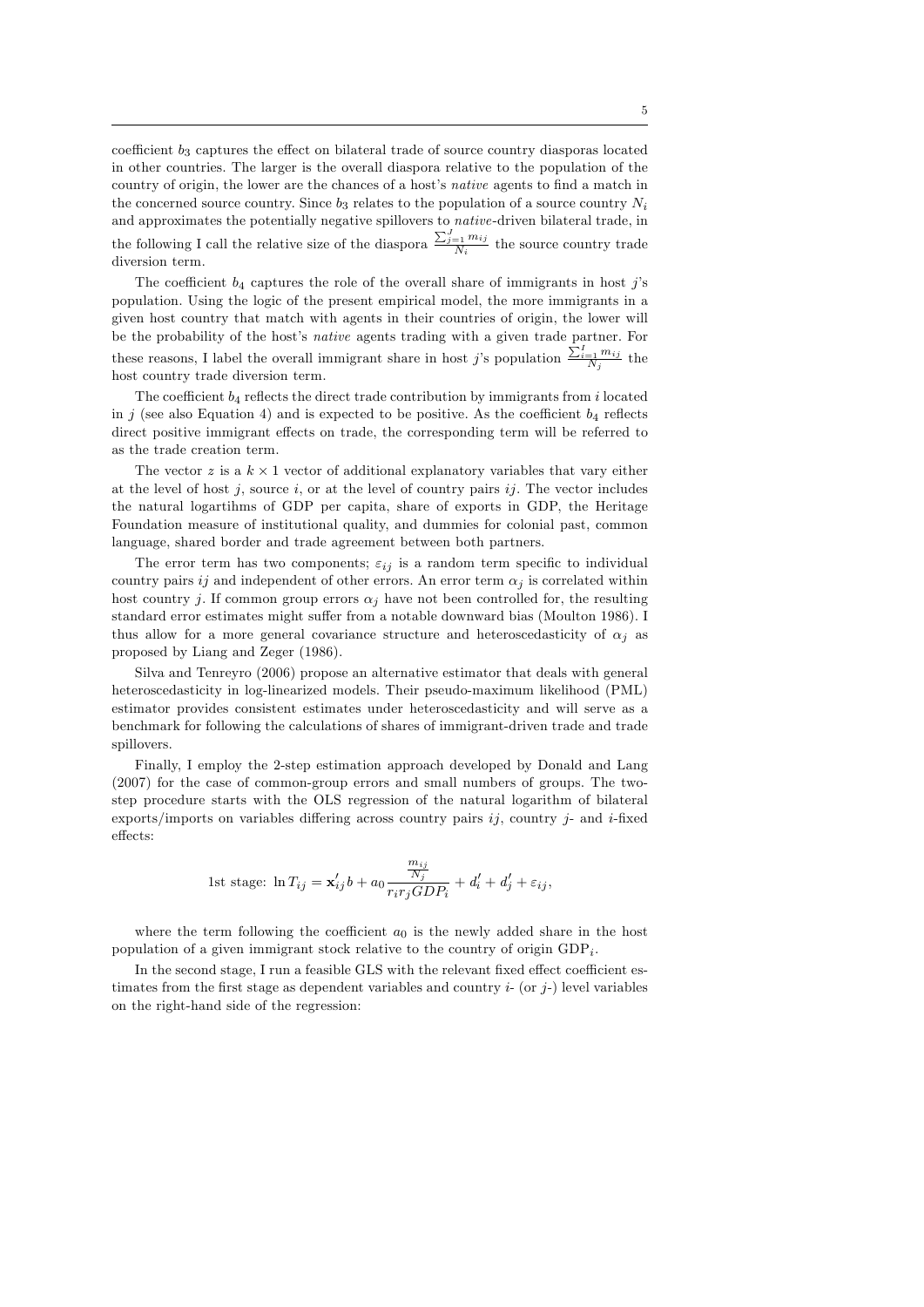coefficient $b_3$ captures the effect on bilateral trade of source country diasporas located in other countries. The larger is the overall diaspora relative to the population of the country of origin, the lower are the chances of a host's *native* agents to find a match in the concerned source country. Since $b_3$ relates to the population of a source country $N_i$ and approximates the potentially negative spillovers to *native*-driven bilateral trade, in the following I call the relative size of the diaspora $\frac{\sum_{j=1}^{J} m_{ij}}{N_i}$ the source country trade diversion term.

The coefficient $b_4$ captures the role of the overall share of immigrants in host $j$'s population. Using the logic of the present empirical model, the more immigrants in a given host country that match with agents in their countries of origin, the lower will be the probability of the host's *native* agents trading with a given trade partner. For these reasons, I label the overall immigrant share in host $j$'s population $\frac{\sum_{i=1}^{I} m_{ij}}{N_j}$ the host country trade diversion term.

The coefficient $b_4$ reflects the direct trade contribution by immigrants from $i$ located in $j$ (see also Equation 4) and is expected to be positive. As the coefficient $b_4$ reflects direct positive immigrant effects on trade, the corresponding term will be referred to as the trade creation term.

The vector $z$ is a $k \times 1$ vector of additional explanatory variables that vary either at the level of host $j$, source $i$, or at the level of country pairs $ij$. The vector includes the natural logartihms of GDP per capita, share of exports in GDP, the Heritage Foundation measure of institutional quality, and dummies for colonial past, common language, shared border and trade agreement between both partners.

The error term has two components; $\varepsilon_{ij}$ is a random term specific to individual country pairs $ij$ and independent of other errors. An error term $\alpha_j$ is correlated within host country $j$. If common group errors $\alpha_j$ have not been controlled for, the resulting standard error estimates might suffer from a notable downward bias (Moulton 1986). I thus allow for a more general covariance structure and heteroscedasticity of $\alpha_j$ as proposed by Liang and Zeger (1986).

Silva and Tenreyro (2006) propose an alternative estimator that deals with general heteroscedasticity in log-linearized models. Their pseudo-maximum likelihood (PML) estimator provides consistent estimates under heteroscedasticity and will serve as a benchmark for following the calculations of shares of immigrant-driven trade and trade spillovers.

Finally, I employ the 2-step estimation approach developed by Donald and Lang (2007) for the case of common-group errors and small numbers of groups. The two-step procedure starts with the OLS regression of the natural logarithm of bilateral exports/imports on variables differing across country pairs $ij$, country $j$- and $i$-fixed effects:

$$\text{1st stage: } \ln T_{ij} = \mathbf{x}_{ij}' b + a_0 \frac{\frac{m_{ij}}{N_j}}{r_i r_j GDP_i} + d_i' + d_j' + \varepsilon_{ij},$$

where the term following the coefficient $a_0$ is the newly added share in the host population of a given immigrant stock relative to the country of origin $\text{GDP}_i$.

In the second stage, I run a feasible GLS with the relevant fixed effect coefficient estimates from the first stage as dependent variables and country $i$- (or $j$-) level variables on the right-hand side of the regression: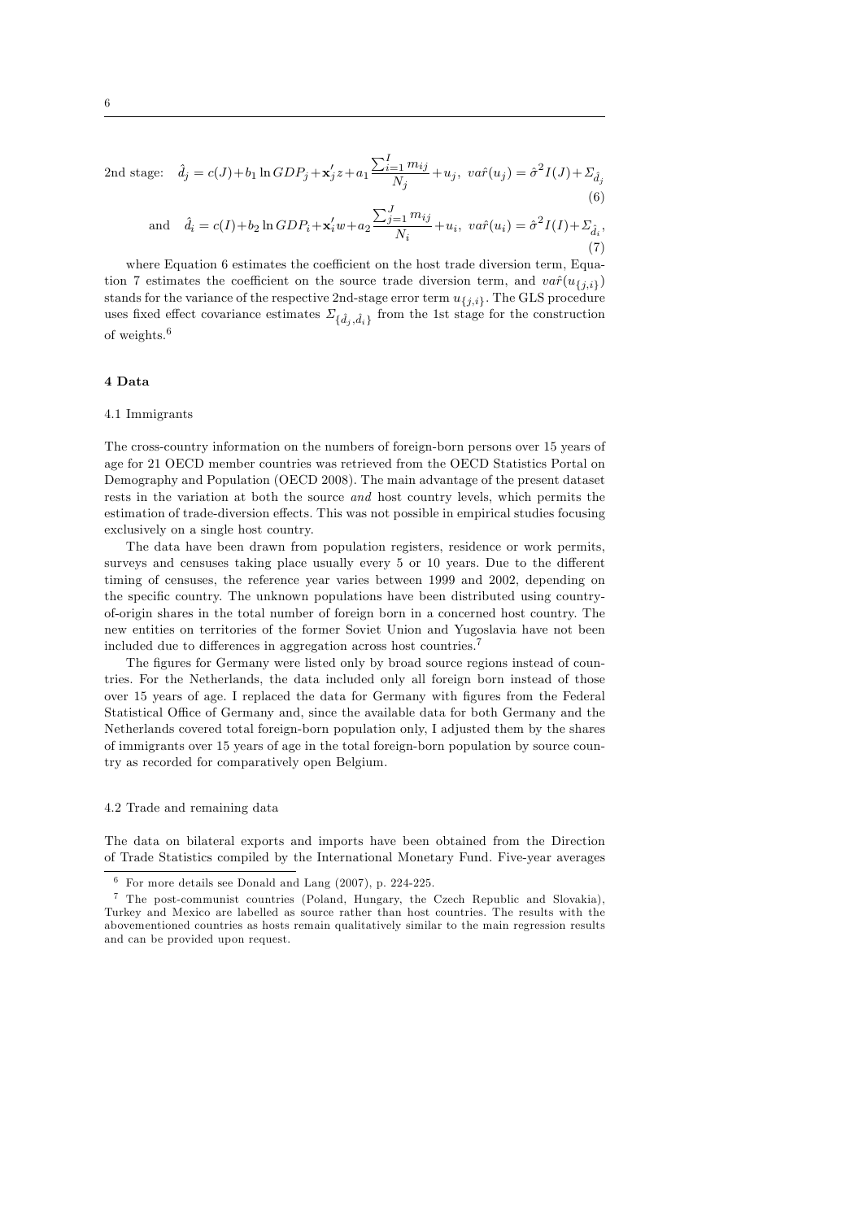2nd stage: $$\hat{d}_j = c(J) + b_1 \ln GDP_j + \mathbf{x}_j' z + a_1 \frac{\sum_{i=1}^{I} m_{ij}}{N_j} + u_j,\ \hat{var}(u_j) = \hat{\sigma}^2 I(J) + \Sigma_{\hat{d}_j} \quad (6)$$

and $$\hat{d}_i = c(I) + b_2 \ln GDP_i + \mathbf{x}_i' w + a_2 \frac{\sum_{j=1}^{J} m_{ij}}{N_i} + u_i,\ \hat{var}(u_i) = \hat{\sigma}^2 I(I) + \Sigma_{\hat{d}_i}, \quad (7)$$

where Equation 6 estimates the coefficient on the host trade diversion term, Equation 7 estimates the coefficient on the source trade diversion term, and $\hat{var}(u_{\{j,i\}})$ stands for the variance of the respective 2nd-stage error term $u_{\{j,i\}}$. The GLS procedure uses fixed effect covariance estimates $\Sigma_{\{\hat{d}_j, \hat{d}_i\}}$ from the 1st stage for the construction of weights.[6]

## 4 Data

### 4.1 Immigrants

The cross-country information on the numbers of foreign-born persons over 15 years of age for 21 OECD member countries was retrieved from the OECD Statistics Portal on Demography and Population (OECD 2008). The main advantage of the present dataset rests in the variation at both the source *and* host country levels, which permits the estimation of trade-diversion effects. This was not possible in empirical studies focusing exclusively on a single host country.

The data have been drawn from population registers, residence or work permits, surveys and censuses taking place usually every 5 or 10 years. Due to the different timing of censuses, the reference year varies between 1999 and 2002, depending on the specific country. The unknown populations have been distributed using country-of-origin shares in the total number of foreign born in a concerned host country. The new entities on territories of the former Soviet Union and Yugoslavia have not been included due to differences in aggregation across host countries.[7]

The figures for Germany were listed only by broad source regions instead of countries. For the Netherlands, the data included only all foreign born instead of those over 15 years of age. I replaced the data for Germany with figures from the Federal Statistical Office of Germany and, since the available data for both Germany and the Netherlands covered total foreign-born population only, I adjusted them by the shares of immigrants over 15 years of age in the total foreign-born population by source country as recorded for comparatively open Belgium.

### 4.2 Trade and remaining data

The data on bilateral exports and imports have been obtained from the Direction of Trade Statistics compiled by the International Monetary Fund. Five-year averages

---

[6] For more details see Donald and Lang (2007), p. 224-225.

[7] The post-communist countries (Poland, Hungary, the Czech Republic and Slovakia), Turkey and Mexico are labelled as source rather than host countries. The results with the abovementioned countries as hosts remain qualitatively similar to the main regression results and can be provided upon request.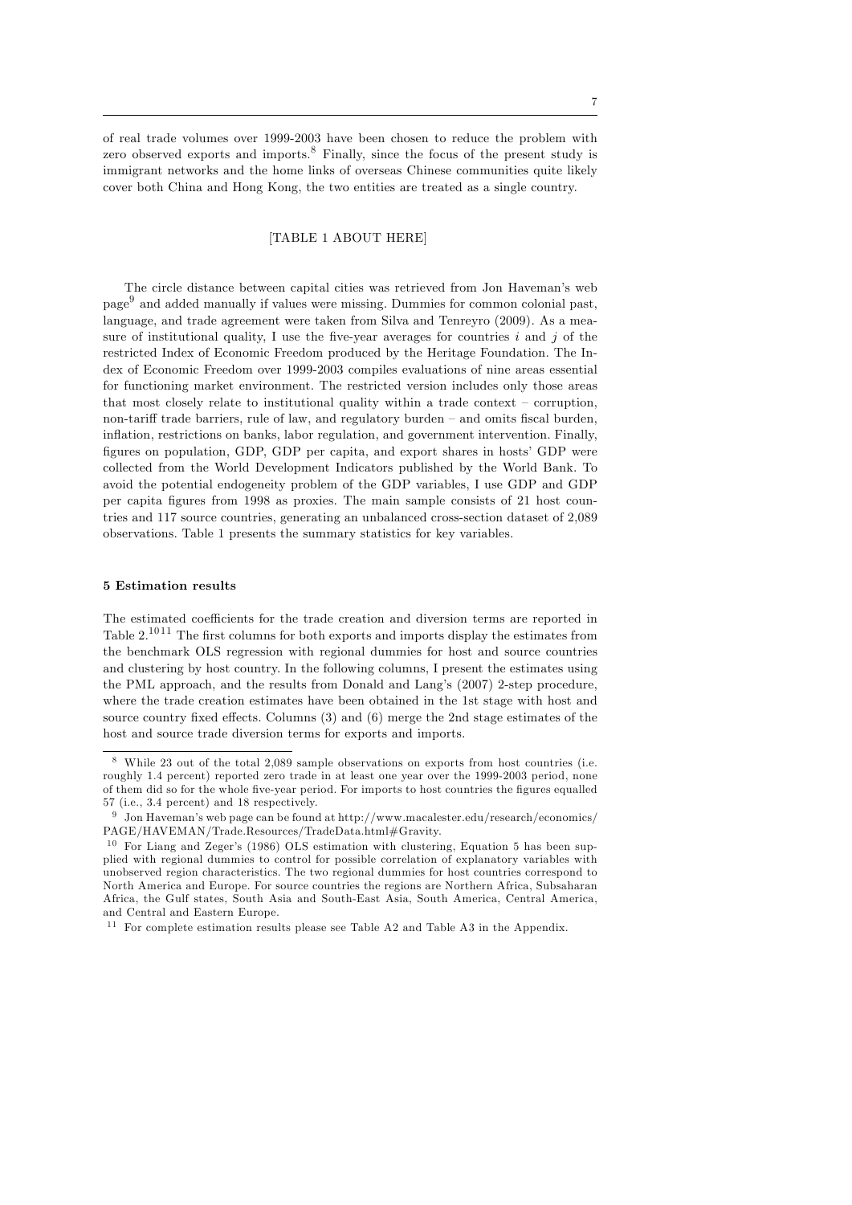of real trade volumes over 1999-2003 have been chosen to reduce the problem with zero observed exports and imports.[8] Finally, since the focus of the present study is immigrant networks and the home links of overseas Chinese communities quite likely cover both China and Hong Kong, the two entities are treated as a single country.

[TABLE 1 ABOUT HERE]

The circle distance between capital cities was retrieved from Jon Haveman's web page[9] and added manually if values were missing. Dummies for common colonial past, language, and trade agreement were taken from Silva and Tenreyro (2009). As a measure of institutional quality, I use the five-year averages for countries $i$ and $j$ of the restricted Index of Economic Freedom produced by the Heritage Foundation. The Index of Economic Freedom over 1999-2003 compiles evaluations of nine areas essential for functioning market environment. The restricted version includes only those areas that most closely relate to institutional quality within a trade context – corruption, non-tariff trade barriers, rule of law, and regulatory burden – and omits fiscal burden, inflation, restrictions on banks, labor regulation, and government intervention. Finally, figures on population, GDP, GDP per capita, and export shares in hosts' GDP were collected from the World Development Indicators published by the World Bank. To avoid the potential endogeneity problem of the GDP variables, I use GDP and GDP per capita figures from 1998 as proxies. The main sample consists of 21 host countries and 117 source countries, generating an unbalanced cross-section dataset of 2,089 observations. Table 1 presents the summary statistics for key variables.

## 5 Estimation results

The estimated coefficients for the trade creation and diversion terms are reported in Table 2.[10][11] The first columns for both exports and imports display the estimates from the benchmark OLS regression with regional dummies for host and source countries and clustering by host country. In the following columns, I present the estimates using the PML approach, and the results from Donald and Lang's (2007) 2-step procedure, where the trade creation estimates have been obtained in the 1st stage with host and source country fixed effects. Columns (3) and (6) merge the 2nd stage estimates of the host and source trade diversion terms for exports and imports.

---

[8] While 23 out of the total 2,089 sample observations on exports from host countries (i.e. roughly 1.4 percent) reported zero trade in at least one year over the 1999-2003 period, none of them did so for the whole five-year period. For imports to host countries the figures equalled 57 (i.e., 3.4 percent) and 18 respectively.

[9] Jon Haveman's web page can be found at http://www.macalester.edu/research/economics/PAGE/HAVEMAN/Trade.Resources/TradeData.html#Gravity.

[10] For Liang and Zeger's (1986) OLS estimation with clustering, Equation 5 has been supplied with regional dummies to control for possible correlation of explanatory variables with unobserved region characteristics. The two regional dummies for host countries correspond to North America and Europe. For source countries the regions are Northern Africa, Subsaharan Africa, the Gulf states, South Asia and South-East Asia, South America, Central America, and Central and Eastern Europe.

[11] For complete estimation results please see Table A2 and Table A3 in the Appendix.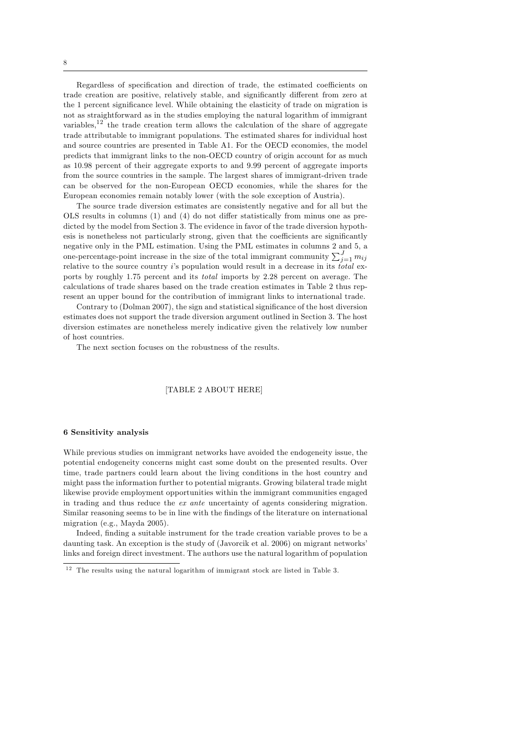Regardless of specification and direction of trade, the estimated coefficients on trade creation are positive, relatively stable, and significantly different from zero at the 1 percent significance level. While obtaining the elasticity of trade on migration is not as straightforward as in the studies employing the natural logarithm of immigrant variables,[12] the trade creation term allows the calculation of the share of aggregate trade attributable to immigrant populations. The estimated shares for individual host and source countries are presented in Table A1. For the OECD economies, the model predicts that immigrant links to the non-OECD country of origin account for as much as 10.98 percent of their aggregate exports to and 9.99 percent of aggregate imports from the source countries in the sample. The largest shares of immigrant-driven trade can be observed for the non-European OECD economies, while the shares for the European economies remain notably lower (with the sole exception of Austria).

The source trade diversion estimates are consistently negative and for all but the OLS results in columns (1) and (4) do not differ statistically from minus one as predicted by the model from Section 3. The evidence in favor of the trade diversion hypothesis is nonetheless not particularly strong, given that the coefficients are significantly negative only in the PML estimation. Using the PML estimates in columns 2 and 5, a one-percentage-point increase in the size of the total immigrant community $\sum_{j=1}^{J} m_{ij}$ relative to the source country $i$'s population would result in a decrease in its *total* exports by roughly 1.75 percent and its *total* imports by 2.28 percent on average. The calculations of trade shares based on the trade creation estimates in Table 2 thus represent an upper bound for the contribution of immigrant links to international trade.

Contrary to (Dolman 2007), the sign and statistical significance of the host diversion estimates does not support the trade diversion argument outlined in Section 3. The host diversion estimates are nonetheless merely indicative given the relatively low number of host countries.

The next section focuses on the robustness of the results.

[TABLE 2 ABOUT HERE]

## 6 Sensitivity analysis

While previous studies on immigrant networks have avoided the endogeneity issue, the potential endogeneity concerns might cast some doubt on the presented results. Over time, trade partners could learn about the living conditions in the host country and might pass the information further to potential migrants. Growing bilateral trade might likewise provide employment opportunities within the immigrant communities engaged in trading and thus reduce the *ex ante* uncertainty of agents considering migration. Similar reasoning seems to be in line with the findings of the literature on international migration (e.g., Mayda 2005).

Indeed, finding a suitable instrument for the trade creation variable proves to be a daunting task. An exception is the study of (Javorcik et al. 2006) on migrant networks' links and foreign direct investment. The authors use the natural logarithm of population

[12] The results using the natural logarithm of immigrant stock are listed in Table 3.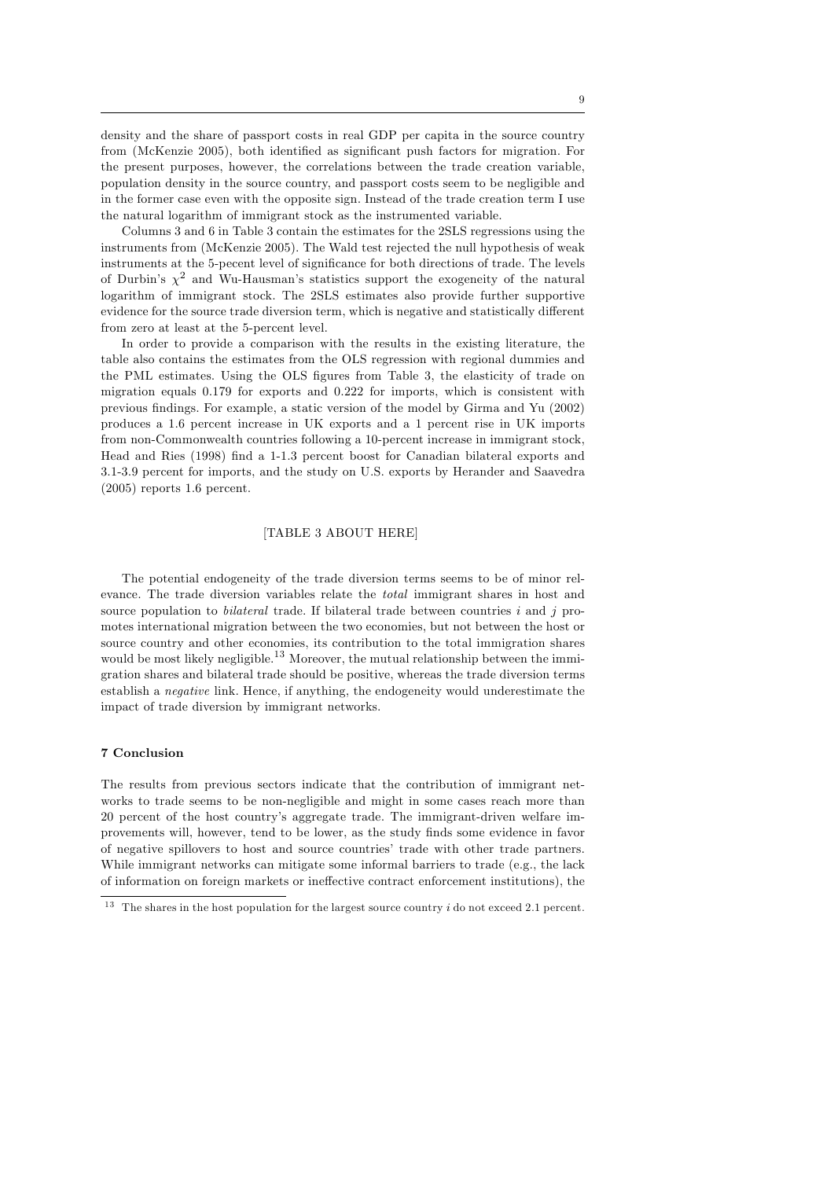density and the share of passport costs in real GDP per capita in the source country from (McKenzie 2005), both identified as significant push factors for migration. For the present purposes, however, the correlations between the trade creation variable, population density in the source country, and passport costs seem to be negligible and in the former case even with the opposite sign. Instead of the trade creation term I use the natural logarithm of immigrant stock as the instrumented variable.

Columns 3 and 6 in Table 3 contain the estimates for the 2SLS regressions using the instruments from (McKenzie 2005). The Wald test rejected the null hypothesis of weak instruments at the 5-pecent level of significance for both directions of trade. The levels of Durbin's $\chi^2$ and Wu-Hausman's statistics support the exogeneity of the natural logarithm of immigrant stock. The 2SLS estimates also provide further supportive evidence for the source trade diversion term, which is negative and statistically different from zero at least at the 5-percent level.

In order to provide a comparison with the results in the existing literature, the table also contains the estimates from the OLS regression with regional dummies and the PML estimates. Using the OLS figures from Table 3, the elasticity of trade on migration equals 0.179 for exports and 0.222 for imports, which is consistent with previous findings. For example, a static version of the model by Girma and Yu (2002) produces a 1.6 percent increase in UK exports and a 1 percent rise in UK imports from non-Commonwealth countries following a 10-percent increase in immigrant stock, Head and Ries (1998) find a 1-1.3 percent boost for Canadian bilateral exports and 3.1-3.9 percent for imports, and the study on U.S. exports by Herander and Saavedra (2005) reports 1.6 percent.

[TABLE 3 ABOUT HERE]

The potential endogeneity of the trade diversion terms seems to be of minor relevance. The trade diversion variables relate the *total* immigrant shares in host and source population to *bilateral* trade. If bilateral trade between countries $i$ and $j$ promotes international migration between the two economies, but not between the host or source country and other economies, its contribution to the total immigration shares would be most likely negligible.[13] Moreover, the mutual relationship between the immigration shares and bilateral trade should be positive, whereas the trade diversion terms establish a *negative* link. Hence, if anything, the endogeneity would underestimate the impact of trade diversion by immigrant networks.

## 7 Conclusion

The results from previous sectors indicate that the contribution of immigrant networks to trade seems to be non-negligible and might in some cases reach more than 20 percent of the host country's aggregate trade. The immigrant-driven welfare improvements will, however, tend to be lower, as the study finds some evidence in favor of negative spillovers to host and source countries' trade with other trade partners. While immigrant networks can mitigate some informal barriers to trade (e.g., the lack of information on foreign markets or ineffective contract enforcement institutions), the

[13] The shares in the host population for the largest source country $i$ do not exceed 2.1 percent.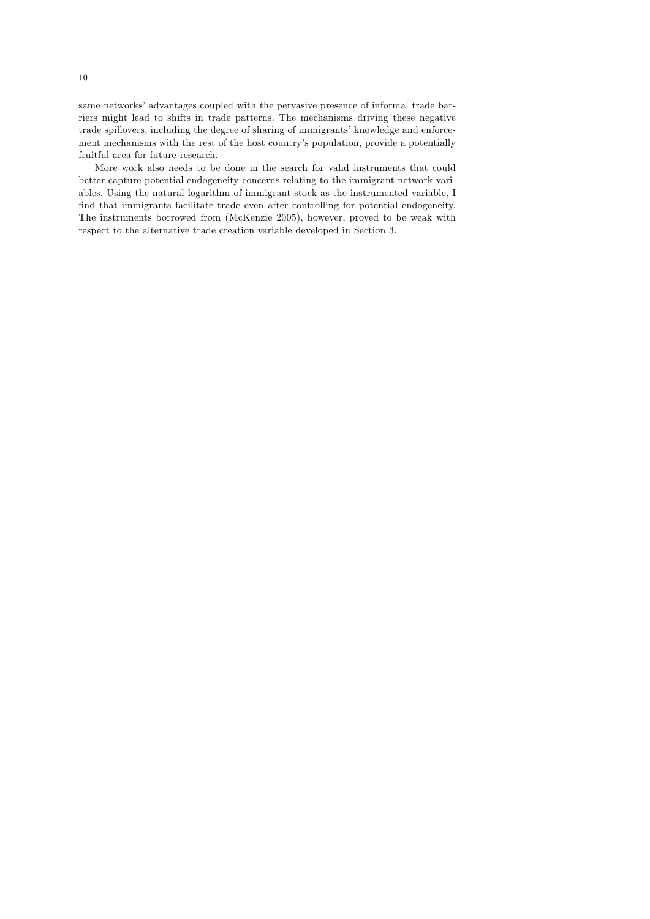same networks' advantages coupled with the pervasive presence of informal trade barriers might lead to shifts in trade patterns. The mechanisms driving these negative trade spillovers, including the degree of sharing of immigrants' knowledge and enforcement mechanisms with the rest of the host country's population, provide a potentially fruitful area for future research.

More work also needs to be done in the search for valid instruments that could better capture potential endogeneity concerns relating to the immigrant network variables. Using the natural logarithm of immigrant stock as the instrumented variable, I find that immigrants facilitate trade even after controlling for potential endogeneity. The instruments borrowed from (McKenzie 2005), however, proved to be weak with respect to the alternative trade creation variable developed in Section 3.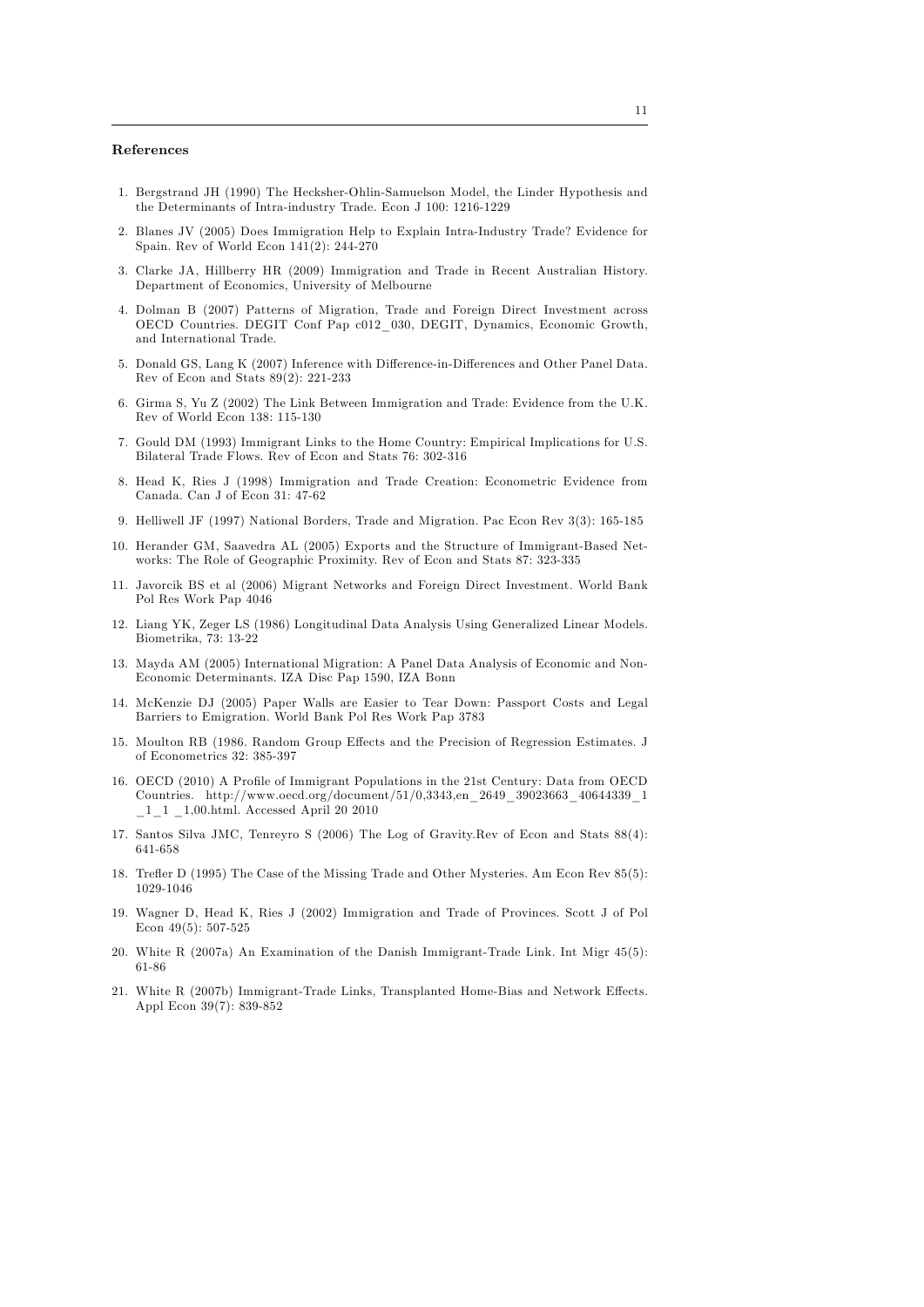## References

1. Bergstrand JH (1990) The Hecksher-Ohlin-Samuelson Model, the Linder Hypothesis and the Determinants of Intra-industry Trade. Econ J 100: 1216-1229
2. Blanes JV (2005) Does Immigration Help to Explain Intra-Industry Trade? Evidence for Spain. Rev of World Econ 141(2): 244-270
3. Clarke JA, Hillberry HR (2009) Immigration and Trade in Recent Australian History. Department of Economics, University of Melbourne
4. Dolman B (2007) Patterns of Migration, Trade and Foreign Direct Investment across OECD Countries. DEGIT Conf Pap c012_030, DEGIT, Dynamics, Economic Growth, and International Trade.
5. Donald GS, Lang K (2007) Inference with Difference-in-Differences and Other Panel Data. Rev of Econ and Stats 89(2): 221-233
6. Girma S, Yu Z (2002) The Link Between Immigration and Trade: Evidence from the U.K. Rev of World Econ 138: 115-130
7. Gould DM (1993) Immigrant Links to the Home Country: Empirical Implications for U.S. Bilateral Trade Flows. Rev of Econ and Stats 76: 302-316
8. Head K, Ries J (1998) Immigration and Trade Creation: Econometric Evidence from Canada. Can J of Econ 31: 47-62
9. Helliwell JF (1997) National Borders, Trade and Migration. Pac Econ Rev 3(3): 165-185
10. Herander GM, Saavedra AL (2005) Exports and the Structure of Immigrant-Based Networks: The Role of Geographic Proximity. Rev of Econ and Stats 87: 323-335
11. Javorcik BS et al (2006) Migrant Networks and Foreign Direct Investment. World Bank Pol Res Work Pap 4046
12. Liang YK, Zeger LS (1986) Longitudinal Data Analysis Using Generalized Linear Models. Biometrika, 73: 13-22
13. Mayda AM (2005) International Migration: A Panel Data Analysis of Economic and Non-Economic Determinants. IZA Disc Pap 1590, IZA Bonn
14. McKenzie DJ (2005) Paper Walls are Easier to Tear Down: Passport Costs and Legal Barriers to Emigration. World Bank Pol Res Work Pap 3783
15. Moulton RB (1986. Random Group Effects and the Precision of Regression Estimates. J of Econometrics 32: 385-397
16. OECD (2010) A Profile of Immigrant Populations in the 21st Century: Data from OECD Countries. http://www.oecd.org/document/51/0,3343,en_2649_39023663_40644339_1_1_1_1,00.html. Accessed April 20 2010
17. Santos Silva JMC, Tenreyro S (2006) The Log of Gravity.Rev of Econ and Stats 88(4): 641-658
18. Trefler D (1995) The Case of the Missing Trade and Other Mysteries. Am Econ Rev 85(5): 1029-1046
19. Wagner D, Head K, Ries J (2002) Immigration and Trade of Provinces. Scott J of Pol Econ 49(5): 507-525
20. White R (2007a) An Examination of the Danish Immigrant-Trade Link. Int Migr 45(5): 61-86
21. White R (2007b) Immigrant-Trade Links, Transplanted Home-Bias and Network Effects. Appl Econ 39(7): 839-852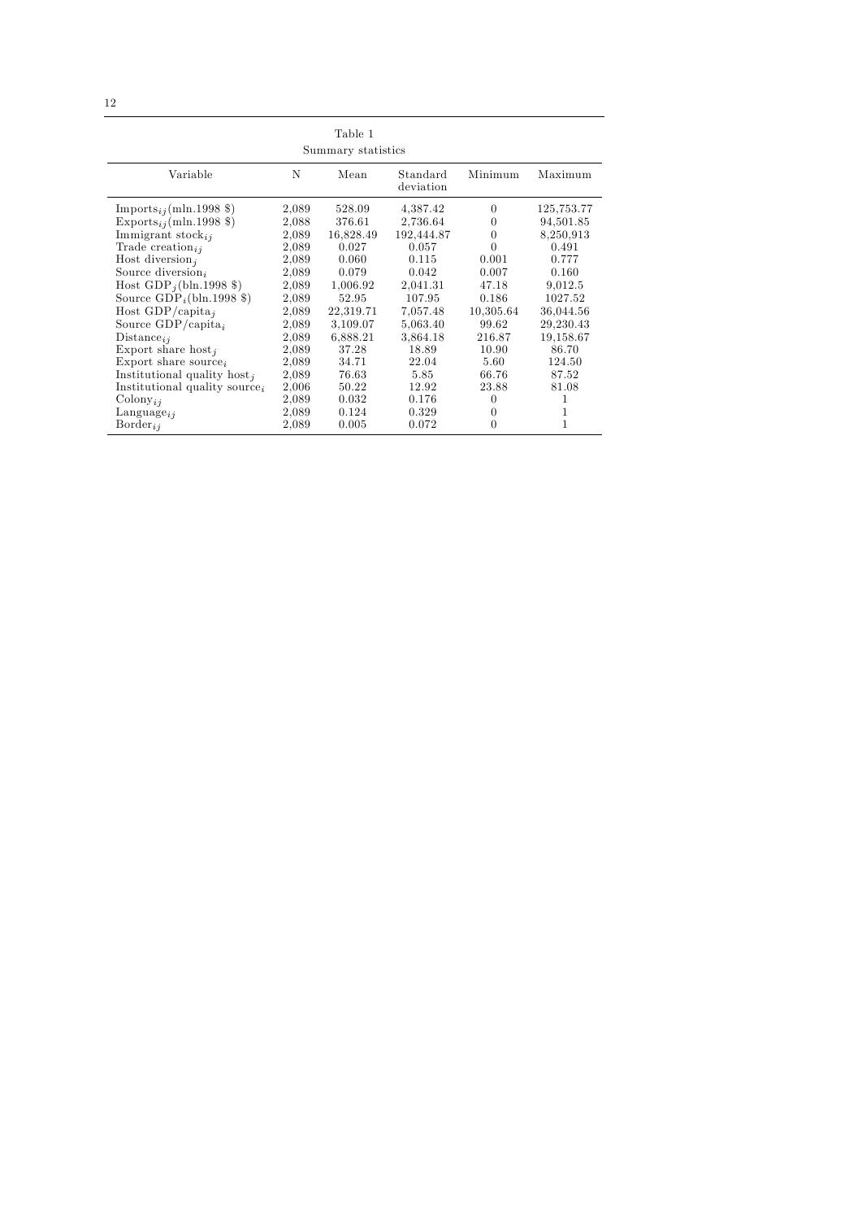Table 1

Summary statistics

| Variable | N | Mean | Standard deviation | Minimum | Maximum |
|---|---|---|---|---|---|
| $\text{Imports}_{ij}$(mln.1998 \$) | 2,089 | 528.09 | 4,387.42 | 0 | 125,753.77 |
| $\text{Exports}_{ij}$(mln.1998 \$) | 2,088 | 376.61 | 2,736.64 | 0 | 94,501.85 |
| Immigrant $\text{stock}_{ij}$ | 2,089 | 16,828.49 | 192,444.87 | 0 | 8,250,913 |
| Trade $\text{creation}_{ij}$ | 2,089 | 0.027 | 0.057 | 0 | 0.491 |
| Host $\text{diversion}_j$ | 2,089 | 0.060 | 0.115 | 0.001 | 0.777 |
| Source $\text{diversion}_i$ | 2,089 | 0.079 | 0.042 | 0.007 | 0.160 |
| Host $\text{GDP}_j$(bln.1998 \$) | 2,089 | 1,006.92 | 2,041.31 | 47.18 | 9,012.5 |
| Source $\text{GDP}_i$(bln.1998 \$) | 2,089 | 52.95 | 107.95 | 0.186 | 1027.52 |
| Host $\text{GDP/capita}_j$ | 2,089 | 22,319.71 | 7,057.48 | 10,305.64 | 36,044.56 |
| Source $\text{GDP/capita}_i$ | 2,089 | 3,109.07 | 5,063.40 | 99.62 | 29,230.43 |
| $\text{Distance}_{ij}$ | 2,089 | 6,888.21 | 3,864.18 | 216.87 | 19,158.67 |
| Export share $\text{host}_j$ | 2,089 | 37.28 | 18.89 | 10.90 | 86.70 |
| Export share $\text{source}_i$ | 2,089 | 34.71 | 22.04 | 5.60 | 124.50 |
| Institutional quality $\text{host}_j$ | 2,089 | 76.63 | 5.85 | 66.76 | 87.52 |
| Institutional quality $\text{source}_i$ | 2,006 | 50.22 | 12.92 | 23.88 | 81.08 |
| $\text{Colony}_{ij}$ | 2,089 | 0.032 | 0.176 | 0 | 1 |
| $\text{Language}_{ij}$ | 2,089 | 0.124 | 0.329 | 0 | 1 |
| $\text{Border}_{ij}$ | 2,089 | 0.005 | 0.072 | 0 | 1 |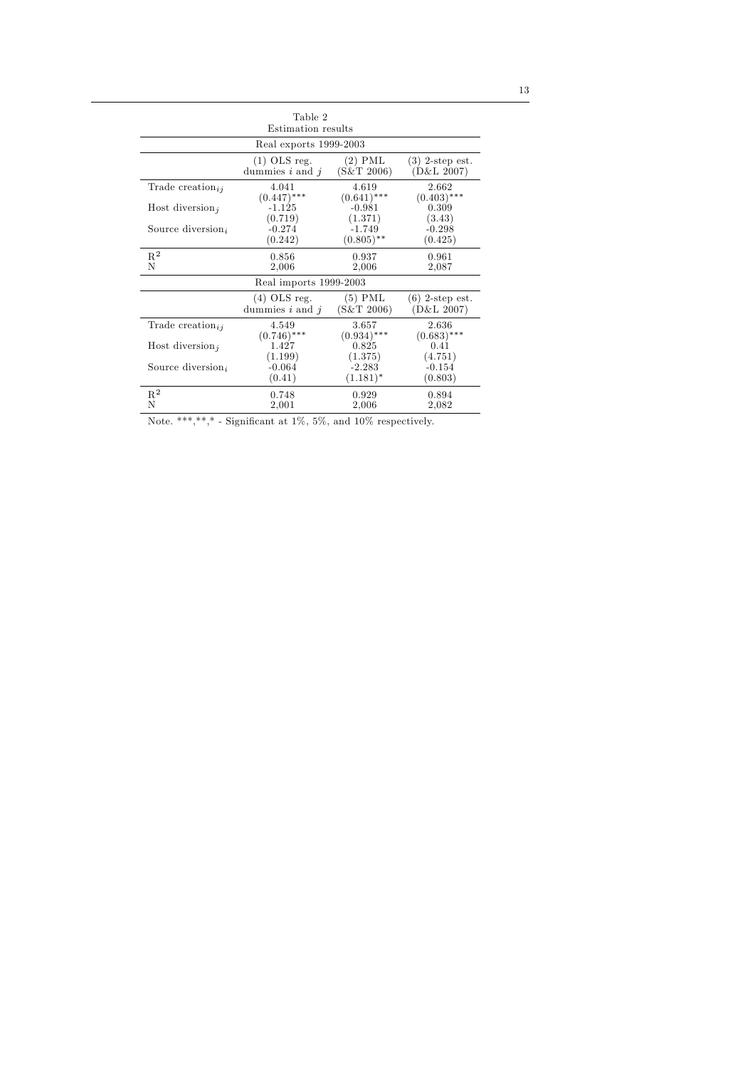Table 2
Estimation results

| Real exports 1999-2003 | | | |
|---|---|---|---|
| | (1) OLS reg. dummies $i$ and $j$ | (2) PML (S&T 2006) | (3) 2-step est. (D&L 2007) |
| Trade creation$_{ij}$ | 4.041 | 4.619 | 2.662 |
| | (0.447)*** | (0.641)*** | (0.403)*** |
| Host diversion$_j$ | -1.125 | -0.981 | 0.309 |
| | (0.719) | (1.371) | (3.43) |
| Source diversion$_i$ | -0.274 | -1.749 | -0.298 |
| | (0.242) | (0.805)** | (0.425) |
| $R^2$ | 0.856 | 0.937 | 0.961 |
| N | 2,006 | 2,006 | 2,087 |
| **Real imports 1999-2003** | | | |
| | (4) OLS reg. dummies $i$ and $j$ | (5) PML (S&T 2006) | (6) 2-step est. (D&L 2007) |
| Trade creation$_{ij}$ | 4.549 | 3.657 | 2.636 |
| | (0.746)*** | (0.934)*** | (0.683)*** |
| Host diversion$_j$ | 1.427 | 0.825 | 0.41 |
| | (1.199) | (1.375) | (4.751) |
| Source diversion$_i$ | -0.064 | -2.283 | -0.154 |
| | (0.41) | (1.181)* | (0.803) |
| $R^2$ | 0.748 | 0.929 | 0.894 |
| N | 2,001 | 2,006 | 2,082 |

Note. ***,**,* - Significant at 1%, 5%, and 10% respectively.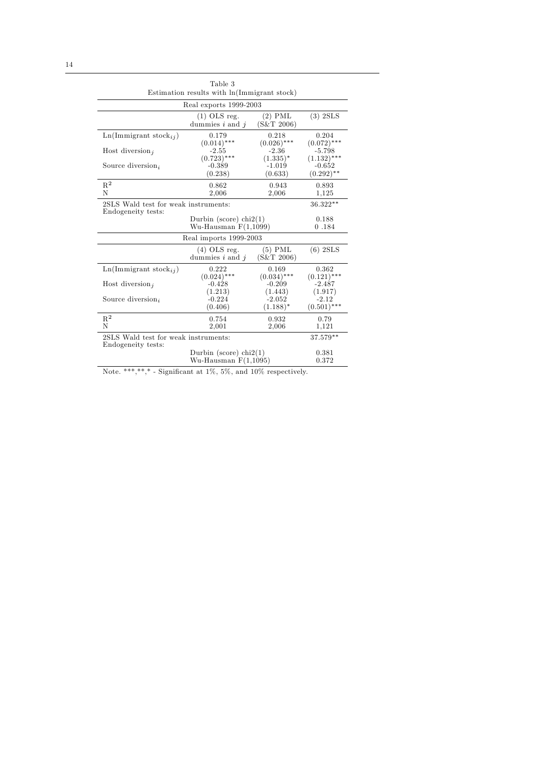Table 3
Estimation results with ln(Immigrant stock)

| Real exports 1999-2003 | | | |
|---|---|---|---|
| | (1) OLS reg. dummies $i$ and $j$ | (2) PML (S&T 2006) | (3) 2SLS |
| Ln(Immigrant stock$_{ij}$) | 0.179 | 0.218 | 0.204 |
| | (0.014)*** | (0.026)*** | (0.072)*** |
| Host diversion$_j$ | -2.55 | -2.36 | -5.798 |
| | (0.723)*** | (1.335)* | (1.132)*** |
| Source diversion$_i$ | -0.389 | -1.019 | -0.652 |
| | (0.238) | (0.633) | (0.292)** |
| $R^2$ | 0.862 | 0.943 | 0.893 |
| N | 2,006 | 2,006 | 1,125 |
| 2SLS Wald test for weak instruments: | | | 36.322** |
| Endogeneity tests: | | | |
| | Durbin (score) chi2(1) | | 0.188 |
| | Wu-Hausman F(1,1099) | | 0 .184 |
| **Real imports 1999-2003** | | | |
| | (4) OLS reg. dummies $i$ and $j$ | (5) PML (S&T 2006) | (6) 2SLS |
| Ln(Immigrant stock$_{ij}$) | 0.222 | 0.169 | 0.362 |
| | (0.024)*** | (0.034)*** | (0.121)*** |
| Host diversion$_j$ | -0.428 | -0.209 | -2.487 |
| | (1.213) | (1.443) | (1.917) |
| Source diversion$_i$ | -0.224 | -2.052 | -2.12 |
| | (0.406) | (1.188)* | (0.501)*** |
| $R^2$ | 0.754 | 0.932 | 0.79 |
| N | 2,001 | 2,006 | 1,121 |
| 2SLS Wald test for weak instruments: | | | 37.579** |
| Endogeneity tests: | | | |
| | Durbin (score) chi2(1) | | 0.381 |
| | Wu-Hausman F(1,1095) | | 0.372 |

Note. ***,**,* - Significant at 1%, 5%, and 10% respectively.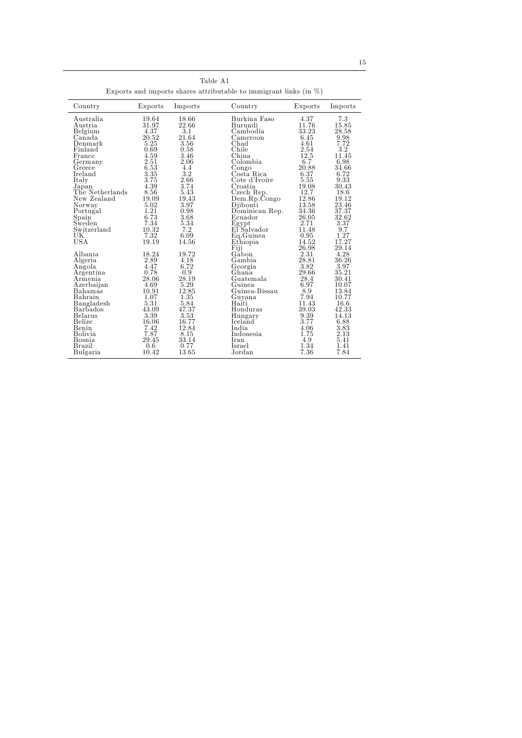Table A1

Exports and imports shares attributable to immigrant links (in %)

| Country | Exports | Imports | Country | Exports | Imports |
|---|---|---|---|---|---|
| Australia | 19.64 | 18.66 | Burkina Faso | 4.37 | 7.3 |
| Austria | 31.97 | 22.66 | Burundi | 11.76 | 15.85 |
| Belgium | 4.37 | 3.1 | Cambodia | 33.23 | 28.58 |
| Canada | 20.52 | 21.64 | Cameroon | 6.45 | 9.98 |
| Denmark | 5.25 | 3.56 | Chad | 4.61 | 7.72 |
| Finland | 0.69 | 0.58 | Chile | 2.54 | 3.2 |
| France | 4.59 | 3.46 | China | 12.5 | 11.45 |
| Germany | 2.51 | 2.06 | Colombia | 6.7 | 6.98 |
| Greece | 6.53 | 4.4 | Congo | 20.88 | 34.66 |
| Ireland | 3.35 | 3.2 | Costa Rica | 6.37 | 6.72 |
| Italy | 3.75 | 2.66 | Cote d'Ivoire | 5.55 | 9.33 |
| Japan | 4.39 | 3.74 | Croatia | 19.08 | 30.43 |
| The Netherlands | 8.56 | 5.43 | Czech Rep. | 12.7 | 18.6 |
| New Zealand | 19.09 | 19.43 | Dem.Rp.Congo | 12.86 | 19.12 |
| Norway | 5.02 | 3.97 | Djibouti | 13.58 | 23.46 |
| Portugal | 1.21 | 0.98 | Dominican Rep. | 34.36 | 37.37 |
| Spain | 6.73 | 3.68 | Ecuador | 26.05 | 32.62 |
| Sweden | 7.34 | 5.34 | Egypt | 2.71 | 3.37 |
| Switzerland | 10.32 | 7.2 | El Salvador | 11.48 | 9.7 |
| UK | 7.32 | 6.09 | Eq.Guinea | 0.95 | 1.27 |
| USA | 19.19 | 14.56 | Ethiopia | 14.52 | 17.27 |
| | | | Fiji | 26.98 | 29.14 |
| Albania | 18.24 | 19.72 | Gabon | 2.31 | 4.28 |
| Algeria | 2.89 | 4.18 | Gambia | 28.81 | 36.26 |
| Angola | 4.47 | 6.72 | Georgia | 3.82 | 3.97 |
| Argentina | 0.78 | 0.9 | Ghana | 29.66 | 35.21 |
| Armenia | 28.06 | 28.19 | Guatemala | 28.4 | 30.41 |
| Azerbaijan | 4.69 | 5.29 | Guinea | 6.97 | 10.07 |
| Bahamas | 10.91 | 12.85 | Guinea-Bissau | 8.9 | 13.84 |
| Bahrain | 1.07 | 1.35 | Guyana | 7.94 | 10.77 |
| Bangladesh | 5.31 | 5.84 | Haiti | 11.43 | 16.6 |
| Barbados | 43.09 | 47.37 | Honduras | 39.03 | 42.33 |
| Belarus | 3.39 | 3.53 | Hungary | 9.39 | 14.13 |
| Belize | 16.06 | 16.77 | Iceland | 3.77 | 6.88 |
| Benin | 7.42 | 12.84 | India | 4.06 | 3.83 |
| Bolivia | 7.87 | 8.15 | Indonesia | 1.75 | 2.13 |
| Bosnia | 29.45 | 33.14 | Iran | 4.9 | 5.41 |
| Brazil | 0.6 | 0.77 | Israel | 1.34 | 1.41 |
| Bulgaria | 10.42 | 13.65 | Jordan | 7.36 | 7.84 |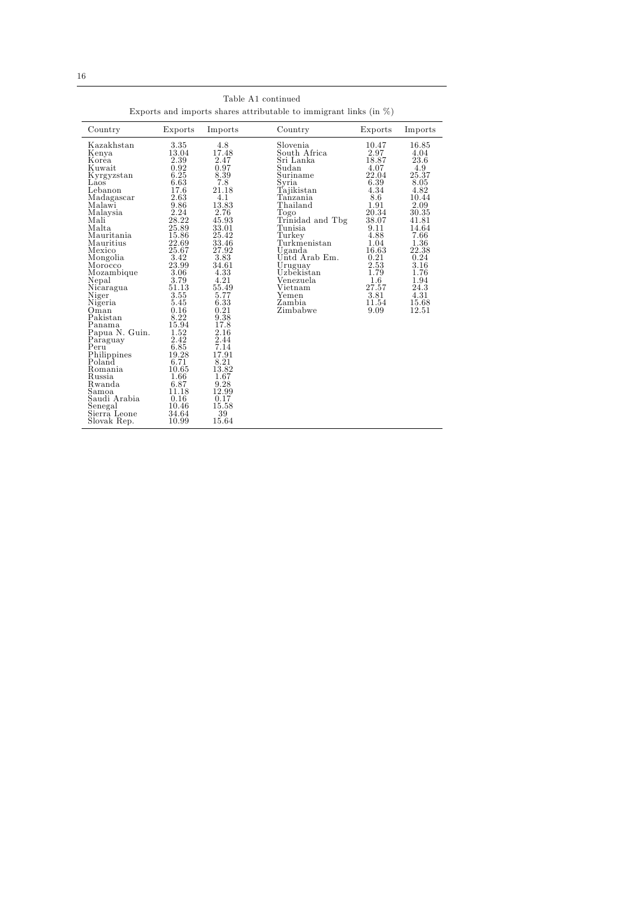Table A1 continued

Exports and imports shares attributable to immigrant links (in %)

| Country | Exports | Imports | Country | Exports | Imports |
|---|---|---|---|---|---|
| Kazakhstan | 3.35 | 4.8 | Slovenia | 10.47 | 16.85 |
| Kenya | 13.04 | 17.48 | South Africa | 2.97 | 4.04 |
| Korea | 2.39 | 2.47 | Sri Lanka | 18.87 | 23.6 |
| Kuwait | 0.92 | 0.97 | Sudan | 4.07 | 4.9 |
| Kyrgyzstan | 6.25 | 8.39 | Suriname | 22.04 | 25.37 |
| Laos | 6.63 | 7.8 | Syria | 6.39 | 8.05 |
| Lebanon | 17.6 | 21.18 | Tajikistan | 4.34 | 4.82 |
| Madagascar | 2.63 | 4.1 | Tanzania | 8.6 | 10.44 |
| Malawi | 9.86 | 13.83 | Thailand | 1.91 | 2.09 |
| Malaysia | 2.24 | 2.76 | Togo | 20.34 | 30.35 |
| Mali | 28.22 | 45.93 | Trinidad and Tbg | 38.07 | 41.81 |
| Malta | 25.89 | 33.01 | Tunisia | 9.11 | 14.64 |
| Mauritania | 15.86 | 25.42 | Turkey | 4.88 | 7.66 |
| Mauritius | 22.69 | 33.46 | Turkmenistan | 1.04 | 1.36 |
| Mexico | 25.67 | 27.92 | Uganda | 16.63 | 22.38 |
| Mongolia | 3.42 | 3.83 | Untd Arab Em. | 0.21 | 0.24 |
| Morocco | 23.99 | 34.61 | Uruguay | 2.53 | 3.16 |
| Mozambique | 3.06 | 4.33 | Uzbekistan | 1.79 | 1.76 |
| Nepal | 3.79 | 4.21 | Venezuela | 1.6 | 1.94 |
| Nicaragua | 51.13 | 55.49 | Vietnam | 27.57 | 24.3 |
| Niger | 3.55 | 5.77 | Yemen | 3.81 | 4.31 |
| Nigeria | 5.45 | 6.33 | Zambia | 11.54 | 15.68 |
| Oman | 0.16 | 0.21 | Zimbabwe | 9.09 | 12.51 |
| Pakistan | 8.22 | 9.38 | | | |
| Panama | 15.94 | 17.8 | | | |
| Papua N. Guin. | 1.52 | 2.16 | | | |
| Paraguay | 2.42 | 2.44 | | | |
| Peru | 6.85 | 7.14 | | | |
| Philippines | 19.28 | 17.91 | | | |
| Poland | 6.71 | 8.21 | | | |
| Romania | 10.65 | 13.82 | | | |
| Russia | 1.66 | 1.67 | | | |
| Rwanda | 6.87 | 9.28 | | | |
| Samoa | 11.18 | 12.99 | | | |
| Saudi Arabia | 0.16 | 0.17 | | | |
| Senegal | 10.46 | 15.58 | | | |
| Sierra Leone | 34.64 | 39 | | | |
| Slovak Rep. | 10.99 | 15.64 | | | |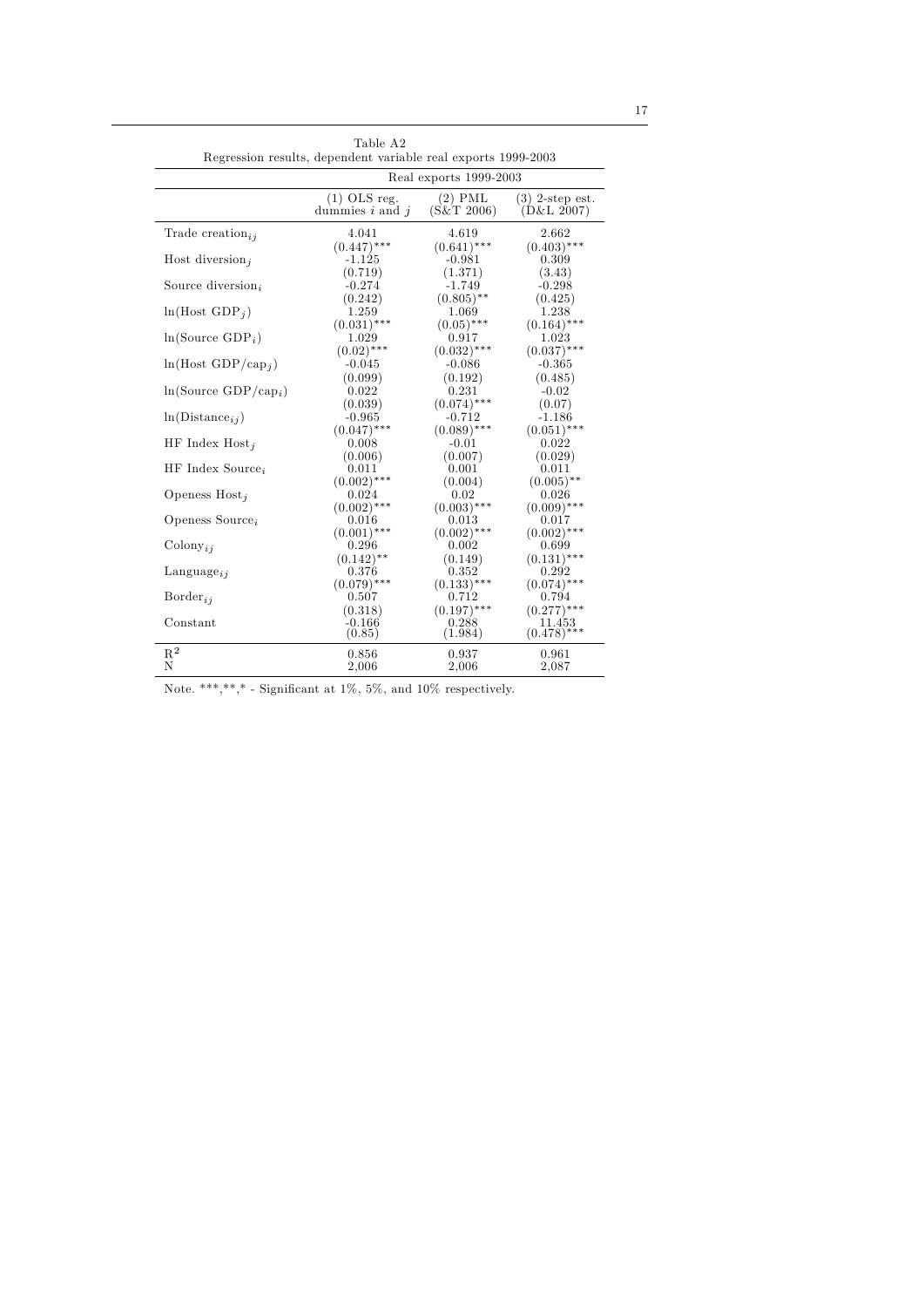Table A2
Regression results, dependent variable real exports 1999-2003

| | Real exports 1999-2003 | | |
|---|---|---|---|
| | (1) OLS reg. dummies $i$ and $j$ | (2) PML (S&T 2006) | (3) 2-step est. (D&L 2007) |
| Trade creation$_{ij}$ | 4.041 | 4.619 | 2.662 |
| | (0.447)*** | (0.641)*** | (0.403)*** |
| Host diversion$_j$ | -1.125 | -0.981 | 0.309 |
| | (0.719) | (1.371) | (3.43) |
| Source diversion$_i$ | -0.274 | -1.749 | -0.298 |
| | (0.242) | (0.805)** | (0.425) |
| ln(Host GDP$_j$) | 1.259 | 1.069 | 1.238 |
| | (0.031)*** | (0.05)*** | (0.164)*** |
| ln(Source GDP$_i$) | 1.029 | 0.917 | 1.023 |
| | (0.02)*** | (0.032)*** | (0.037)*** |
| ln(Host GDP/cap$_j$) | -0.045 | -0.086 | -0.365 |
| | (0.099) | (0.192) | (0.485) |
| ln(Source GDP/cap$_i$) | 0.022 | 0.231 | -0.02 |
| | (0.039) | (0.074)*** | (0.07) |
| ln(Distance$_{ij}$) | -0.965 | -0.712 | -1.186 |
| | (0.047)*** | (0.089)*** | (0.051)*** |
| HF Index Host$_j$ | 0.008 | -0.01 | 0.022 |
| | (0.006) | (0.007) | (0.029) |
| HF Index Source$_i$ | 0.011 | 0.001 | 0.011 |
| | (0.002)*** | (0.004) | (0.005)** |
| Openess Host$_j$ | 0.024 | 0.02 | 0.026 |
| | (0.002)*** | (0.003)*** | (0.009)*** |
| Openess Source$_i$ | 0.016 | 0.013 | 0.017 |
| | (0.001)*** | (0.002)*** | (0.002)*** |
| Colony$_{ij}$ | 0.296 | 0.002 | 0.699 |
| | (0.142)** | (0.149) | (0.131)*** |
| Language$_{ij}$ | 0.376 | 0.352 | 0.292 |
| | (0.079)*** | (0.133)*** | (0.074)*** |
| Border$_{ij}$ | 0.507 | 0.712 | 0.794 |
| | (0.318) | (0.197)*** | (0.277)*** |
| Constant | -0.166 | 0.288 | 11.453 |
| | (0.85) | (1.984) | (0.478)*** |
| $R^2$ | 0.856 | 0.937 | 0.961 |
| N | 2,006 | 2,006 | 2,087 |

Note. ***,**,* - Significant at 1%, 5%, and 10% respectively.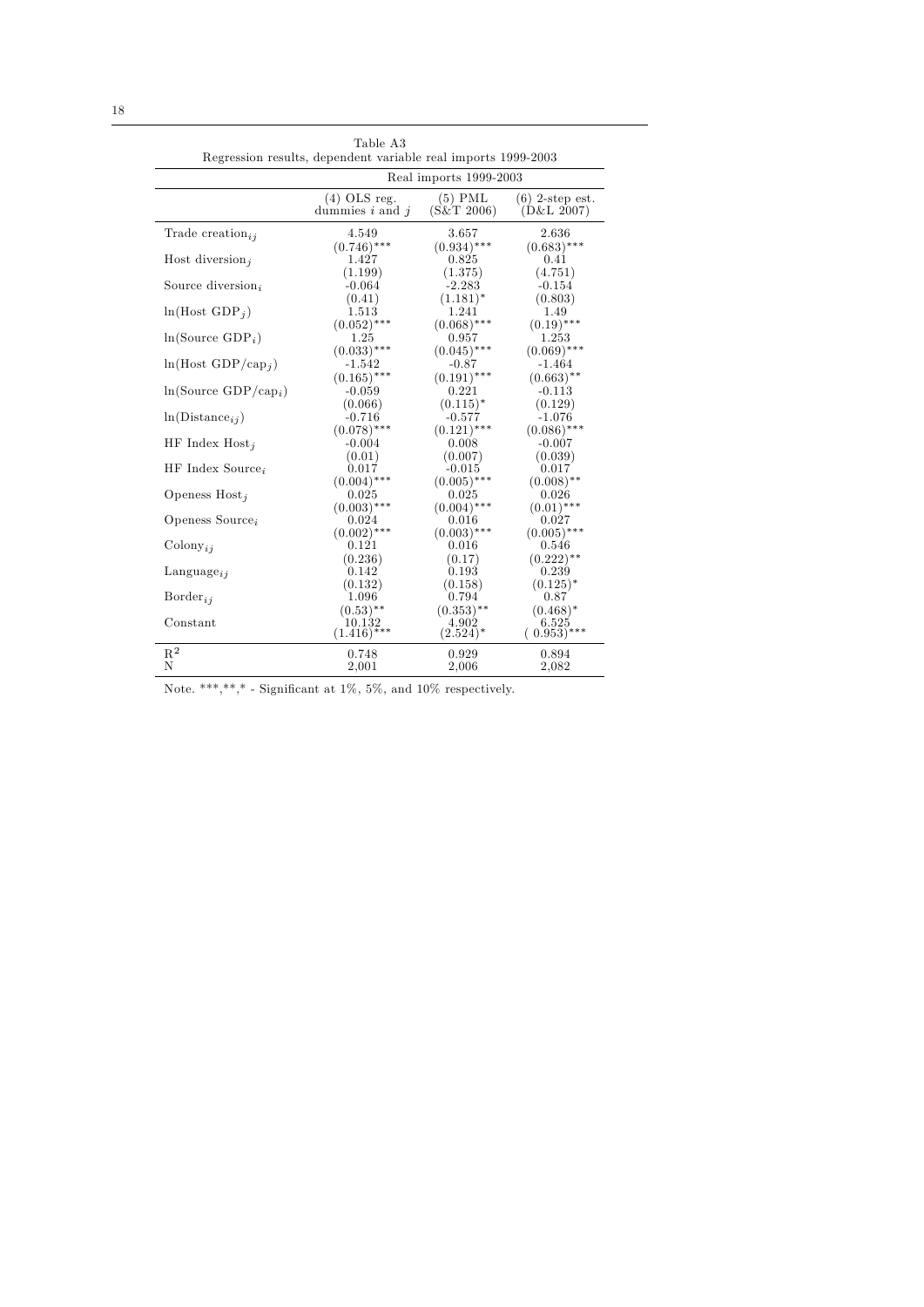Table A3
Regression results, dependent variable real imports 1999-2003

| | Real imports 1999-2003 | | |
|---|---|---|---|
| | (4) OLS reg. dummies $i$ and $j$ | (5) PML (S&T 2006) | (6) 2-step est. (D&L 2007) |
| Trade creation$_{ij}$ | 4.549 | 3.657 | 2.636 |
| | (0.746)*** | (0.934)*** | (0.683)*** |
| Host diversion$_j$ | 1.427 | 0.825 | 0.41 |
| | (1.199) | (1.375) | (4.751) |
| Source diversion$_i$ | -0.064 | -2.283 | -0.154 |
| | (0.41) | (1.181)* | (0.803) |
| ln(Host GDP$_j$) | 1.513 | 1.241 | 1.49 |
| | (0.052)*** | (0.068)*** | (0.19)*** |
| ln(Source GDP$_i$) | 1.25 | 0.957 | 1.253 |
| | (0.033)*** | (0.045)*** | (0.069)*** |
| ln(Host GDP/cap$_j$) | -1.542 | -0.87 | -1.464 |
| | (0.165)*** | (0.191)*** | (0.663)** |
| ln(Source GDP/cap$_i$) | -0.059 | 0.221 | -0.113 |
| | (0.066) | (0.115)* | (0.129) |
| ln(Distance$_{ij}$) | -0.716 | -0.577 | -1.076 |
| | (0.078)*** | (0.121)*** | (0.086)*** |
| HF Index Host$_j$ | -0.004 | 0.008 | -0.007 |
| | (0.01) | (0.007) | (0.039) |
| HF Index Source$_i$ | 0.017 | -0.015 | 0.017 |
| | (0.004)*** | (0.005)*** | (0.008)** |
| Openess Host$_j$ | 0.025 | 0.025 | 0.026 |
| | (0.003)*** | (0.004)*** | (0.01)*** |
| Openess Source$_i$ | 0.024 | 0.016 | 0.027 |
| | (0.002)*** | (0.003)*** | (0.005)*** |
| Colony$_{ij}$ | 0.121 | 0.016 | 0.546 |
| | (0.236) | (0.17) | (0.222)** |
| Language$_{ij}$ | 0.142 | 0.193 | 0.239 |
| | (0.132) | (0.158) | (0.125)* |
| Border$_{ij}$ | 1.096 | 0.794 | 0.87 |
| | (0.53)** | (0.353)** | (0.468)* |
| Constant | 10.132 | 4.902 | 6.525 |
| | (1.416)*** | (2.524)* | ( 0.953)*** |
| $R^2$ | 0.748 | 0.929 | 0.894 |
| N | 2,001 | 2,006 | 2,082 |

Note. ***,**,* - Significant at 1%, 5%, and 10% respectively.